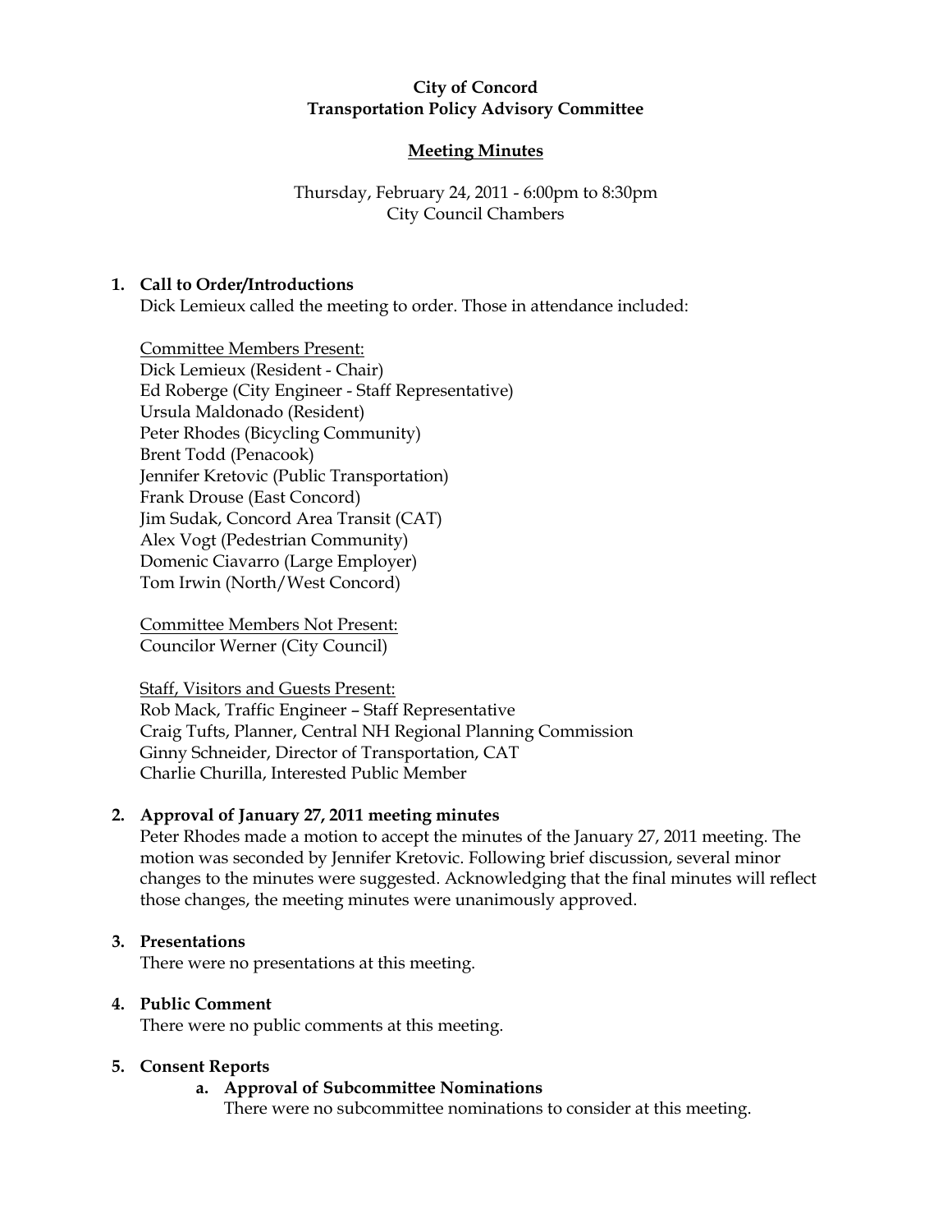**City of Concord**
**Transportation Policy Advisory Committee**

**Meeting Minutes**

Thursday, February 24, 2011 - 6:00pm to 8:30pm
City Council Chambers

## 1. Call to Order/Introductions

Dick Lemieux called the meeting to order. Those in attendance included:

Committee Members Present:
Dick Lemieux (Resident - Chair)
Ed Roberge (City Engineer - Staff Representative)
Ursula Maldonado (Resident)
Peter Rhodes (Bicycling Community)
Brent Todd (Penacook)
Jennifer Kretovic (Public Transportation)
Frank Drouse (East Concord)
Jim Sudak, Concord Area Transit (CAT)
Alex Vogt (Pedestrian Community)
Domenic Ciavarro (Large Employer)
Tom Irwin (North/West Concord)

Committee Members Not Present:
Councilor Werner (City Council)

Staff, Visitors and Guests Present:
Rob Mack, Traffic Engineer – Staff Representative
Craig Tufts, Planner, Central NH Regional Planning Commission
Ginny Schneider, Director of Transportation, CAT
Charlie Churilla, Interested Public Member

## 2. Approval of January 27, 2011 meeting minutes

Peter Rhodes made a motion to accept the minutes of the January 27, 2011 meeting. The motion was seconded by Jennifer Kretovic. Following brief discussion, several minor changes to the minutes were suggested. Acknowledging that the final minutes will reflect those changes, the meeting minutes were unanimously approved.

## 3. Presentations

There were no presentations at this meeting.

## 4. Public Comment

There were no public comments at this meeting.

## 5. Consent Reports

### a. Approval of Subcommittee Nominations

There were no subcommittee nominations to consider at this meeting.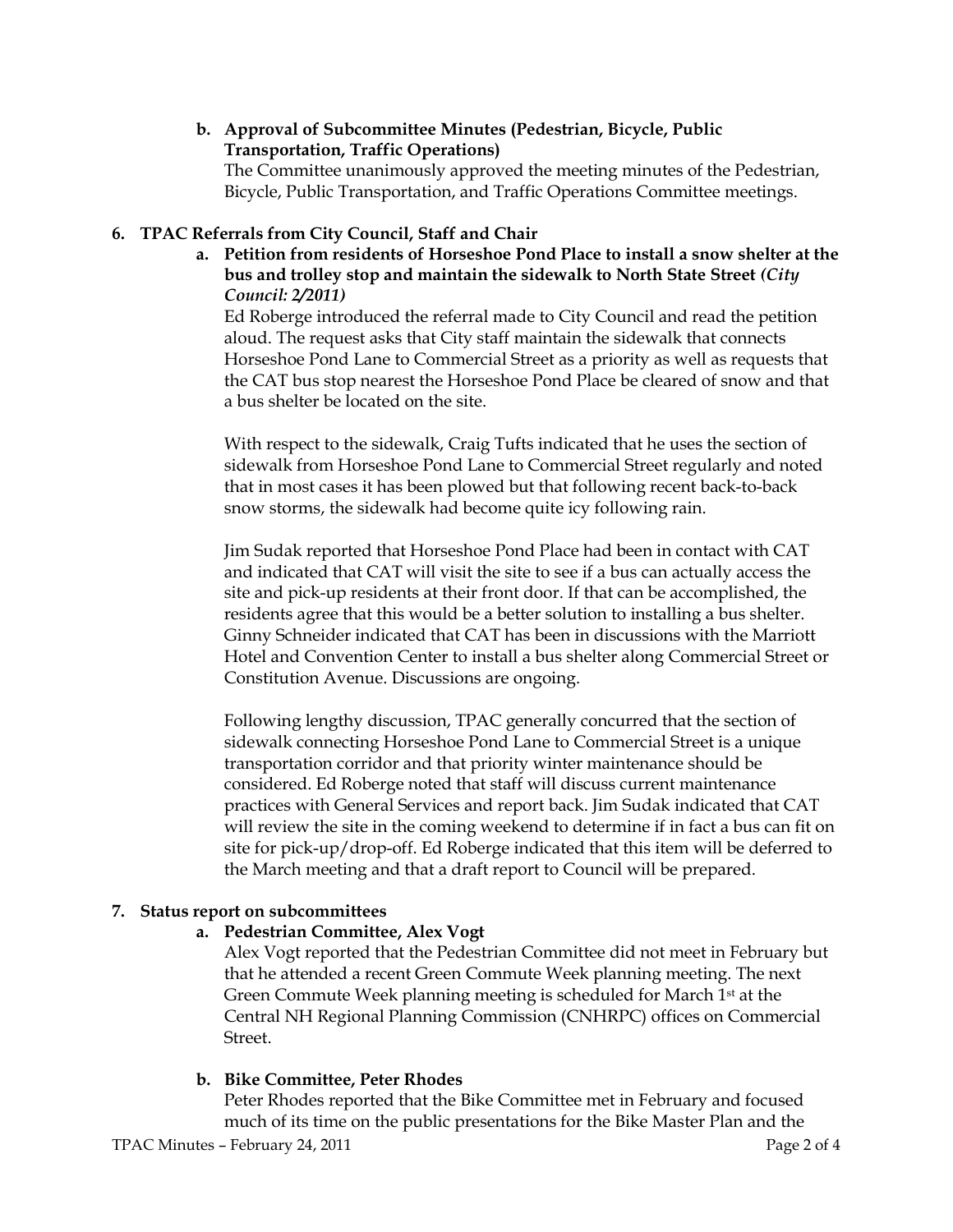**b. Approval of Subcommittee Minutes (Pedestrian, Bicycle, Public Transportation, Traffic Operations)**

The Committee unanimously approved the meeting minutes of the Pedestrian, Bicycle, Public Transportation, and Traffic Operations Committee meetings.

**6. TPAC Referrals from City Council, Staff and Chair**

**a. Petition from residents of Horseshoe Pond Place to install a snow shelter at the bus and trolley stop and maintain the sidewalk to North State Street *(City Council: 2/2011)***

Ed Roberge introduced the referral made to City Council and read the petition aloud. The request asks that City staff maintain the sidewalk that connects Horseshoe Pond Lane to Commercial Street as a priority as well as requests that the CAT bus stop nearest the Horseshoe Pond Place be cleared of snow and that a bus shelter be located on the site.

With respect to the sidewalk, Craig Tufts indicated that he uses the section of sidewalk from Horseshoe Pond Lane to Commercial Street regularly and noted that in most cases it has been plowed but that following recent back-to-back snow storms, the sidewalk had become quite icy following rain.

Jim Sudak reported that Horseshoe Pond Place had been in contact with CAT and indicated that CAT will visit the site to see if a bus can actually access the site and pick-up residents at their front door. If that can be accomplished, the residents agree that this would be a better solution to installing a bus shelter. Ginny Schneider indicated that CAT has been in discussions with the Marriott Hotel and Convention Center to install a bus shelter along Commercial Street or Constitution Avenue. Discussions are ongoing.

Following lengthy discussion, TPAC generally concurred that the section of sidewalk connecting Horseshoe Pond Lane to Commercial Street is a unique transportation corridor and that priority winter maintenance should be considered. Ed Roberge noted that staff will discuss current maintenance practices with General Services and report back. Jim Sudak indicated that CAT will review the site in the coming weekend to determine if in fact a bus can fit on site for pick-up/drop-off. Ed Roberge indicated that this item will be deferred to the March meeting and that a draft report to Council will be prepared.

**7. Status report on subcommittees**

**a. Pedestrian Committee, Alex Vogt**

Alex Vogt reported that the Pedestrian Committee did not meet in February but that he attended a recent Green Commute Week planning meeting. The next Green Commute Week planning meeting is scheduled for March 1st at the Central NH Regional Planning Commission (CNHRPC) offices on Commercial Street.

**b. Bike Committee, Peter Rhodes**

Peter Rhodes reported that the Bike Committee met in February and focused much of its time on the public presentations for the Bike Master Plan and the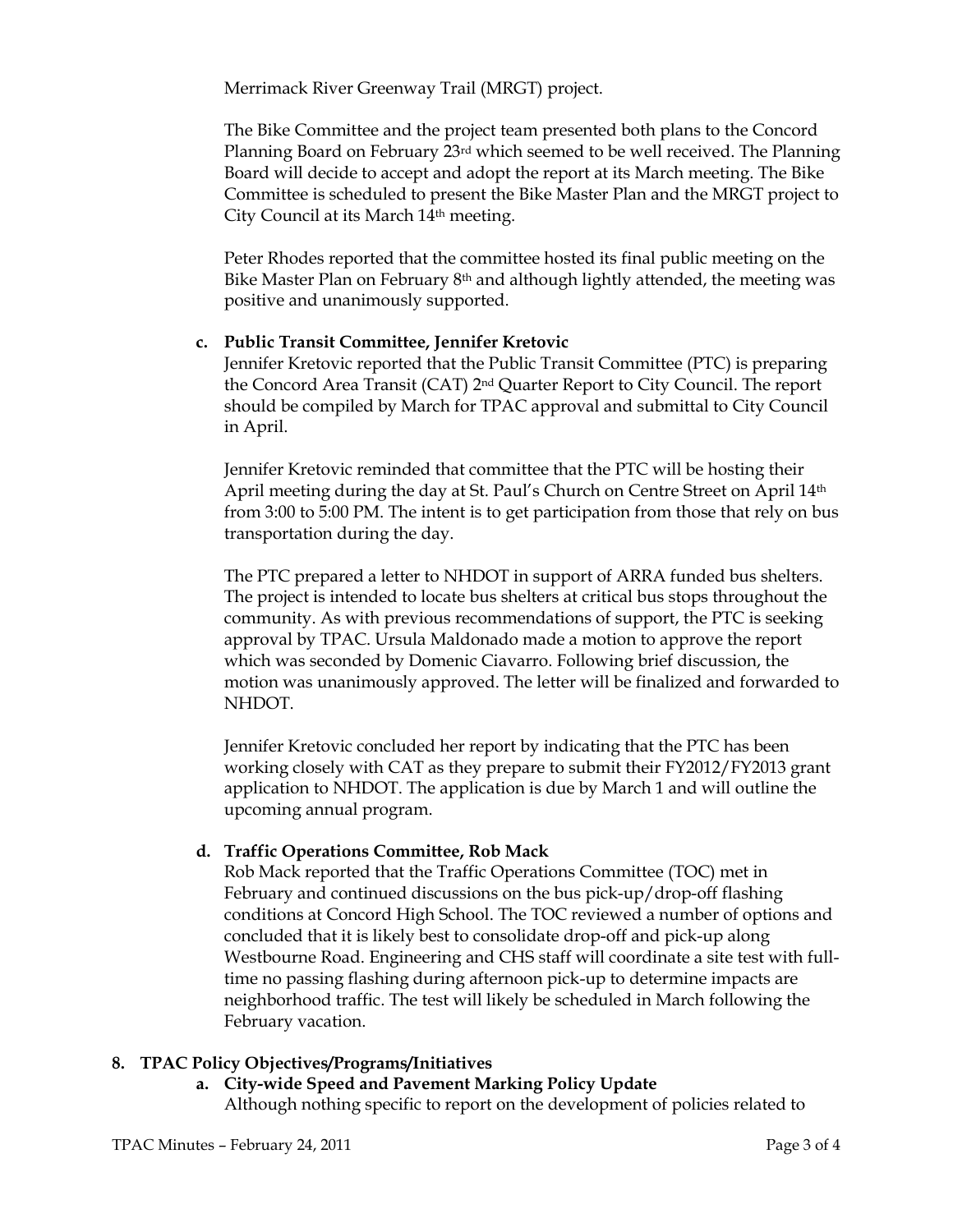Merrimack River Greenway Trail (MRGT) project.

The Bike Committee and the project team presented both plans to the Concord Planning Board on February 23rd which seemed to be well received. The Planning Board will decide to accept and adopt the report at its March meeting. The Bike Committee is scheduled to present the Bike Master Plan and the MRGT project to City Council at its March 14th meeting.

Peter Rhodes reported that the committee hosted its final public meeting on the Bike Master Plan on February 8th and although lightly attended, the meeting was positive and unanimously supported.

**c. Public Transit Committee, Jennifer Kretovic**

Jennifer Kretovic reported that the Public Transit Committee (PTC) is preparing the Concord Area Transit (CAT) 2nd Quarter Report to City Council. The report should be compiled by March for TPAC approval and submittal to City Council in April.

Jennifer Kretovic reminded that committee that the PTC will be hosting their April meeting during the day at St. Paul's Church on Centre Street on April 14th from 3:00 to 5:00 PM. The intent is to get participation from those that rely on bus transportation during the day.

The PTC prepared a letter to NHDOT in support of ARRA funded bus shelters. The project is intended to locate bus shelters at critical bus stops throughout the community. As with previous recommendations of support, the PTC is seeking approval by TPAC. Ursula Maldonado made a motion to approve the report which was seconded by Domenic Ciavarro. Following brief discussion, the motion was unanimously approved. The letter will be finalized and forwarded to NHDOT.

Jennifer Kretovic concluded her report by indicating that the PTC has been working closely with CAT as they prepare to submit their FY2012/FY2013 grant application to NHDOT. The application is due by March 1 and will outline the upcoming annual program.

**d. Traffic Operations Committee, Rob Mack**

Rob Mack reported that the Traffic Operations Committee (TOC) met in February and continued discussions on the bus pick-up/drop-off flashing conditions at Concord High School. The TOC reviewed a number of options and concluded that it is likely best to consolidate drop-off and pick-up along Westbourne Road. Engineering and CHS staff will coordinate a site test with full-time no passing flashing during afternoon pick-up to determine impacts are neighborhood traffic. The test will likely be scheduled in March following the February vacation.

**8. TPAC Policy Objectives/Programs/Initiatives**

**a. City-wide Speed and Pavement Marking Policy Update**

Although nothing specific to report on the development of policies related to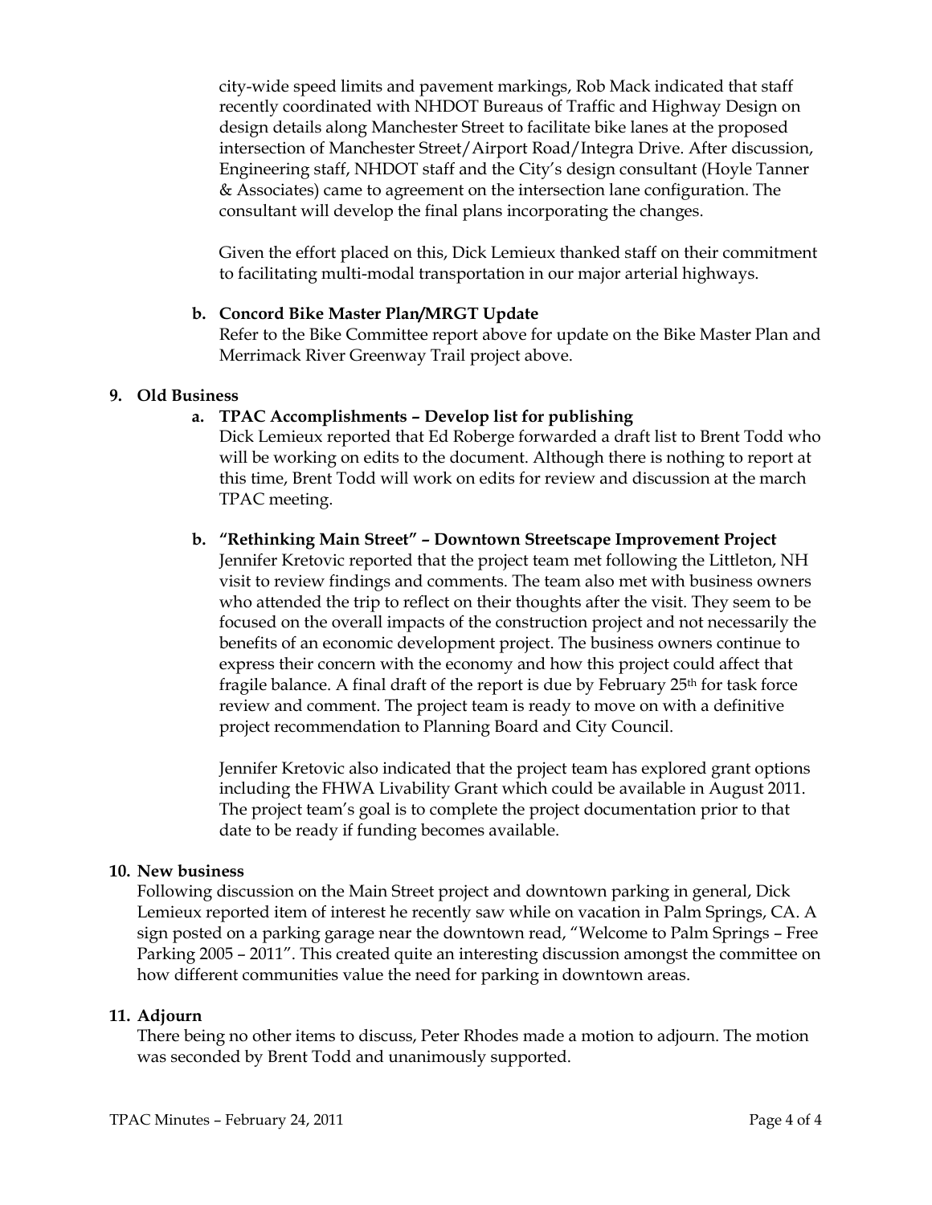city-wide speed limits and pavement markings, Rob Mack indicated that staff recently coordinated with NHDOT Bureaus of Traffic and Highway Design on design details along Manchester Street to facilitate bike lanes at the proposed intersection of Manchester Street/Airport Road/Integra Drive. After discussion, Engineering staff, NHDOT staff and the City's design consultant (Hoyle Tanner & Associates) came to agreement on the intersection lane configuration. The consultant will develop the final plans incorporating the changes.

Given the effort placed on this, Dick Lemieux thanked staff on their commitment to facilitating multi-modal transportation in our major arterial highways.

**b. Concord Bike Master Plan/MRGT Update**

Refer to the Bike Committee report above for update on the Bike Master Plan and Merrimack River Greenway Trail project above.

**9. Old Business**

**a. TPAC Accomplishments – Develop list for publishing**

Dick Lemieux reported that Ed Roberge forwarded a draft list to Brent Todd who will be working on edits to the document. Although there is nothing to report at this time, Brent Todd will work on edits for review and discussion at the march TPAC meeting.

**b. "Rethinking Main Street" – Downtown Streetscape Improvement Project**

Jennifer Kretovic reported that the project team met following the Littleton, NH visit to review findings and comments. The team also met with business owners who attended the trip to reflect on their thoughts after the visit. They seem to be focused on the overall impacts of the construction project and not necessarily the benefits of an economic development project. The business owners continue to express their concern with the economy and how this project could affect that fragile balance. A final draft of the report is due by February 25th for task force review and comment. The project team is ready to move on with a definitive project recommendation to Planning Board and City Council.

Jennifer Kretovic also indicated that the project team has explored grant options including the FHWA Livability Grant which could be available in August 2011. The project team's goal is to complete the project documentation prior to that date to be ready if funding becomes available.

**10. New business**

Following discussion on the Main Street project and downtown parking in general, Dick Lemieux reported item of interest he recently saw while on vacation in Palm Springs, CA. A sign posted on a parking garage near the downtown read, "Welcome to Palm Springs – Free Parking 2005 – 2011". This created quite an interesting discussion amongst the committee on how different communities value the need for parking in downtown areas.

**11. Adjourn**

There being no other items to discuss, Peter Rhodes made a motion to adjourn. The motion was seconded by Brent Todd and unanimously supported.